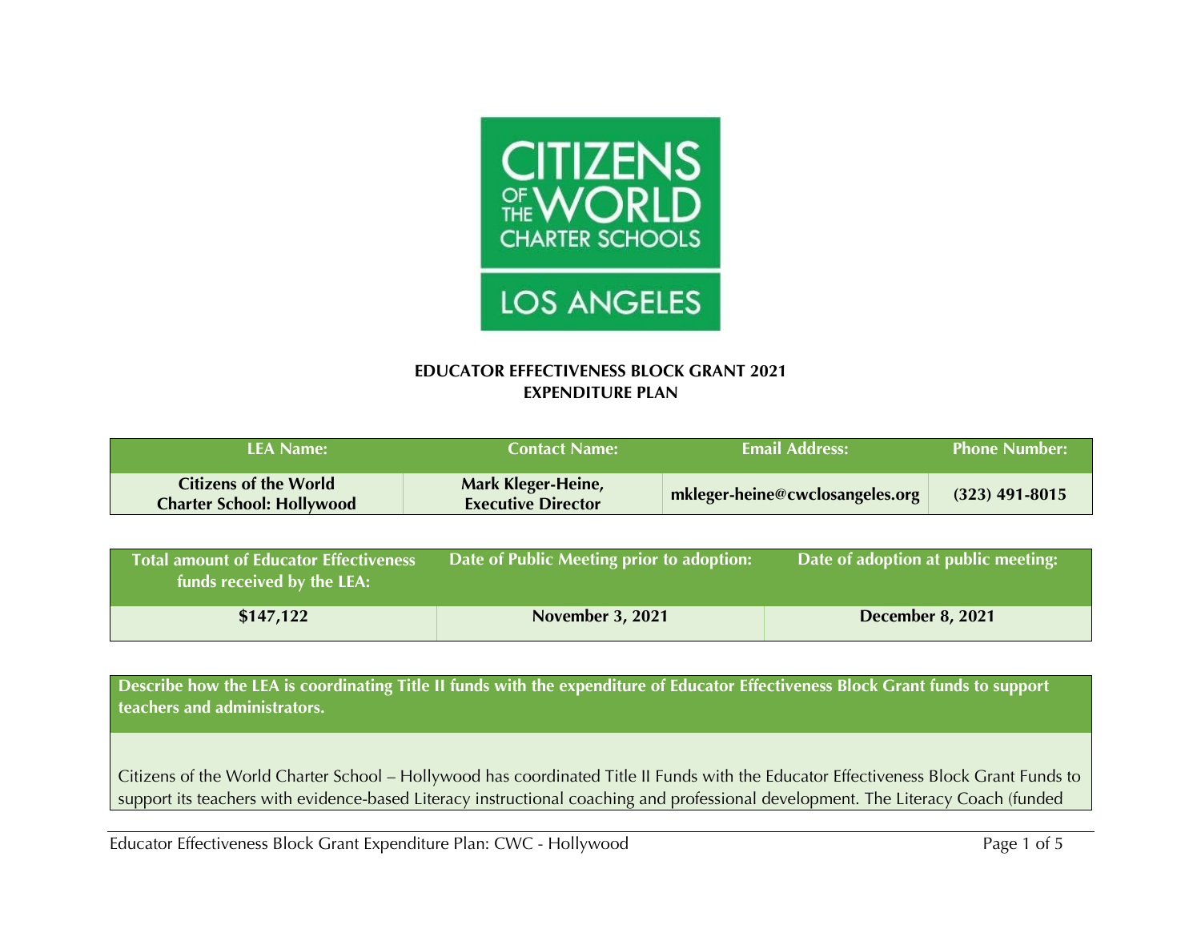CITIZENS OF THE WORLD CHARTER SCHOOLS

LOS ANGELES

**EDUCATOR EFFECTIVENESS BLOCK GRANT 2021**
**EXPENDITURE PLAN**

| LEA Name: | Contact Name: | Email Address: | Phone Number: |
| --- | --- | --- | --- |
| **Citizens of the World Charter School: Hollywood** | **Mark Kleger-Heine, Executive Director** | **mkleger-heine@cwclosangeles.org** | **(323) 491-8015** |

| Total amount of Educator Effectiveness funds received by the LEA: | Date of Public Meeting prior to adoption: | Date of adoption at public meeting: |
| --- | --- | --- |
| **$147,122** | **November 3, 2021** | **December 8, 2021** |

**Describe how the LEA is coordinating Title II funds with the expenditure of Educator Effectiveness Block Grant funds to support teachers and administrators.**

Citizens of the World Charter School – Hollywood has coordinated Title II Funds with the Educator Effectiveness Block Grant Funds to support its teachers with evidence-based Literacy instructional coaching and professional development. The Literacy Coach (funded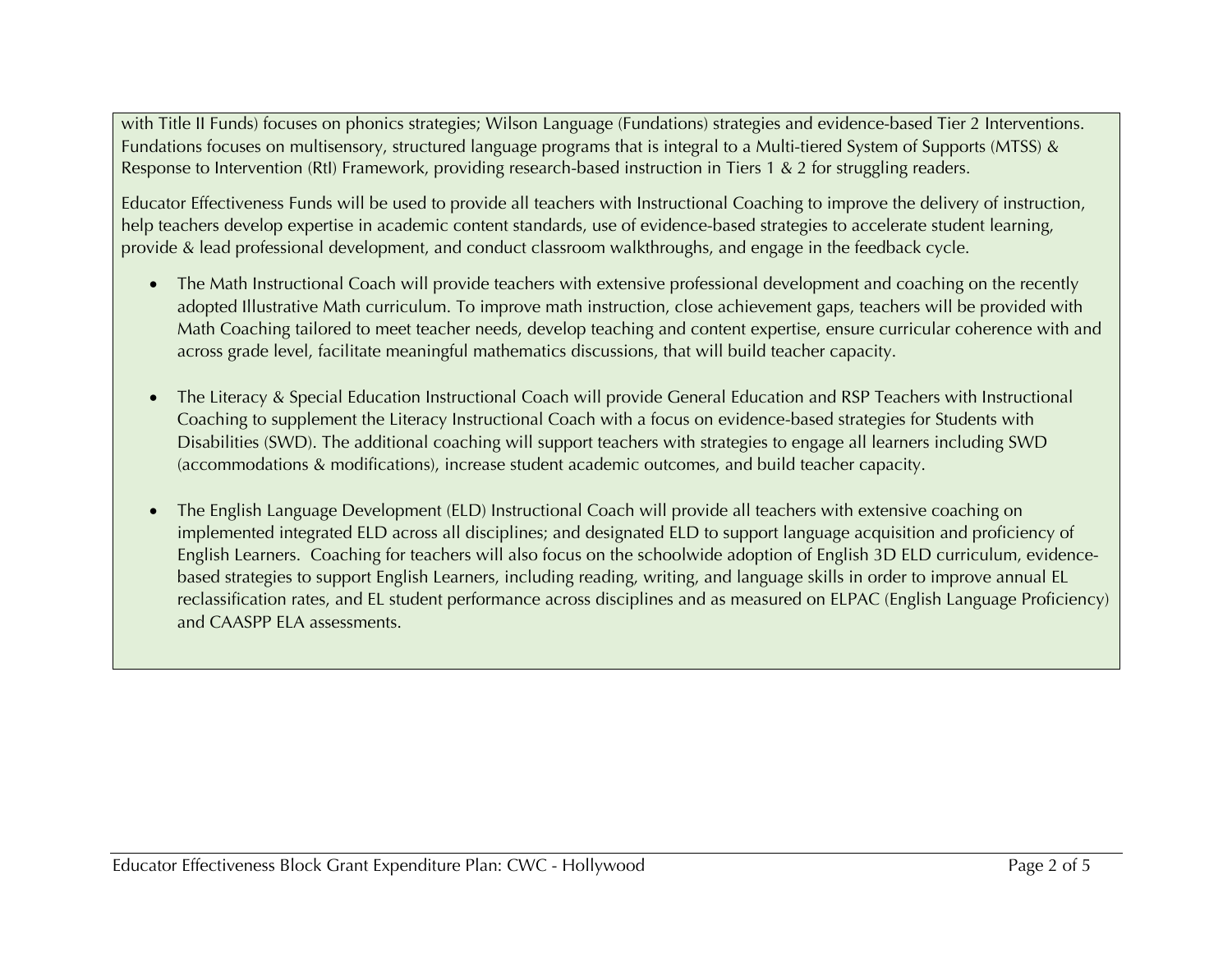with Title II Funds) focuses on phonics strategies; Wilson Language (Fundations) strategies and evidence-based Tier 2 Interventions. Fundations focuses on multisensory, structured language programs that is integral to a Multi-tiered System of Supports (MTSS) & Response to Intervention (RtI) Framework, providing research-based instruction in Tiers 1 & 2 for struggling readers.

Educator Effectiveness Funds will be used to provide all teachers with Instructional Coaching to improve the delivery of instruction, help teachers develop expertise in academic content standards, use of evidence-based strategies to accelerate student learning, provide & lead professional development, and conduct classroom walkthroughs, and engage in the feedback cycle.

- The Math Instructional Coach will provide teachers with extensive professional development and coaching on the recently adopted Illustrative Math curriculum. To improve math instruction, close achievement gaps, teachers will be provided with Math Coaching tailored to meet teacher needs, develop teaching and content expertise, ensure curricular coherence with and across grade level, facilitate meaningful mathematics discussions, that will build teacher capacity.

- The Literacy & Special Education Instructional Coach will provide General Education and RSP Teachers with Instructional Coaching to supplement the Literacy Instructional Coach with a focus on evidence-based strategies for Students with Disabilities (SWD). The additional coaching will support teachers with strategies to engage all learners including SWD (accommodations & modifications), increase student academic outcomes, and build teacher capacity.

- The English Language Development (ELD) Instructional Coach will provide all teachers with extensive coaching on implemented integrated ELD across all disciplines; and designated ELD to support language acquisition and proficiency of English Learners. Coaching for teachers will also focus on the schoolwide adoption of English 3D ELD curriculum, evidence-based strategies to support English Learners, including reading, writing, and language skills in order to improve annual EL reclassification rates, and EL student performance across disciplines and as measured on ELPAC (English Language Proficiency) and CAASPP ELA assessments.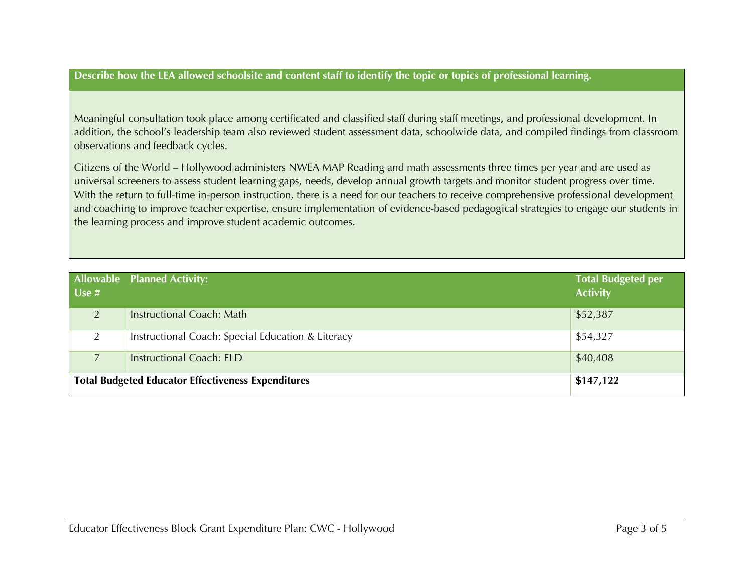**Describe how the LEA allowed schoolsite and content staff to identify the topic or topics of professional learning.**

Meaningful consultation took place among certificated and classified staff during staff meetings, and professional development. In addition, the school's leadership team also reviewed student assessment data, schoolwide data, and compiled findings from classroom observations and feedback cycles.

Citizens of the World – Hollywood administers NWEA MAP Reading and math assessments three times per year and are used as universal screeners to assess student learning gaps, needs, develop annual growth targets and monitor student progress over time. With the return to full-time in-person instruction, there is a need for our teachers to receive comprehensive professional development and coaching to improve teacher expertise, ensure implementation of evidence-based pedagogical strategies to engage our students in the learning process and improve student academic outcomes.

| Allowable Use # | Planned Activity: | Total Budgeted per Activity |
|---|---|---|
| 2 | Instructional Coach: Math | $52,387 |
| 2 | Instructional Coach: Special Education & Literacy | $54,327 |
| 7 | Instructional Coach: ELD | $40,408 |
| **Total Budgeted Educator Effectiveness Expenditures** | | **$147,122** |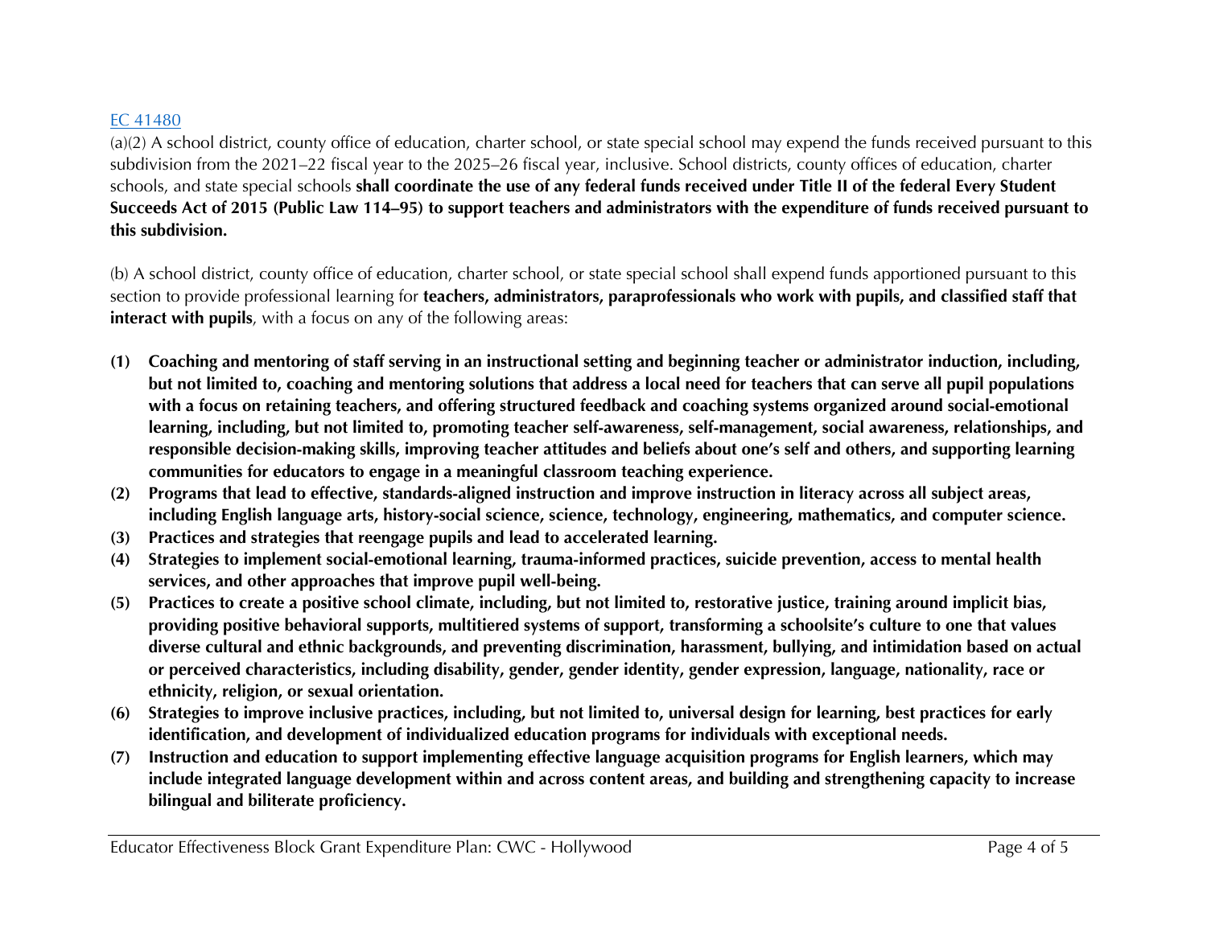[EC 41480](EC 41480)

(a)(2) A school district, county office of education, charter school, or state special school may expend the funds received pursuant to this subdivision from the 2021–22 fiscal year to the 2025–26 fiscal year, inclusive. School districts, county offices of education, charter schools, and state special schools **shall coordinate the use of any federal funds received under Title II of the federal Every Student Succeeds Act of 2015 (Public Law 114–95) to support teachers and administrators with the expenditure of funds received pursuant to this subdivision.**

(b) A school district, county office of education, charter school, or state special school shall expend funds apportioned pursuant to this section to provide professional learning for **teachers, administrators, paraprofessionals who work with pupils, and classified staff that interact with pupils**, with a focus on any of the following areas:

- **(1) Coaching and mentoring of staff serving in an instructional setting and beginning teacher or administrator induction, including, but not limited to, coaching and mentoring solutions that address a local need for teachers that can serve all pupil populations with a focus on retaining teachers, and offering structured feedback and coaching systems organized around social-emotional learning, including, but not limited to, promoting teacher self-awareness, self-management, social awareness, relationships, and responsible decision-making skills, improving teacher attitudes and beliefs about one's self and others, and supporting learning communities for educators to engage in a meaningful classroom teaching experience.**
- **(2) Programs that lead to effective, standards-aligned instruction and improve instruction in literacy across all subject areas, including English language arts, history-social science, science, technology, engineering, mathematics, and computer science.**
- **(3) Practices and strategies that reengage pupils and lead to accelerated learning.**
- **(4) Strategies to implement social-emotional learning, trauma-informed practices, suicide prevention, access to mental health services, and other approaches that improve pupil well-being.**
- **(5) Practices to create a positive school climate, including, but not limited to, restorative justice, training around implicit bias, providing positive behavioral supports, multitiered systems of support, transforming a schoolsite's culture to one that values diverse cultural and ethnic backgrounds, and preventing discrimination, harassment, bullying, and intimidation based on actual or perceived characteristics, including disability, gender, gender identity, gender expression, language, nationality, race or ethnicity, religion, or sexual orientation.**
- **(6) Strategies to improve inclusive practices, including, but not limited to, universal design for learning, best practices for early identification, and development of individualized education programs for individuals with exceptional needs.**
- **(7) Instruction and education to support implementing effective language acquisition programs for English learners, which may include integrated language development within and across content areas, and building and strengthening capacity to increase bilingual and biliterate proficiency.**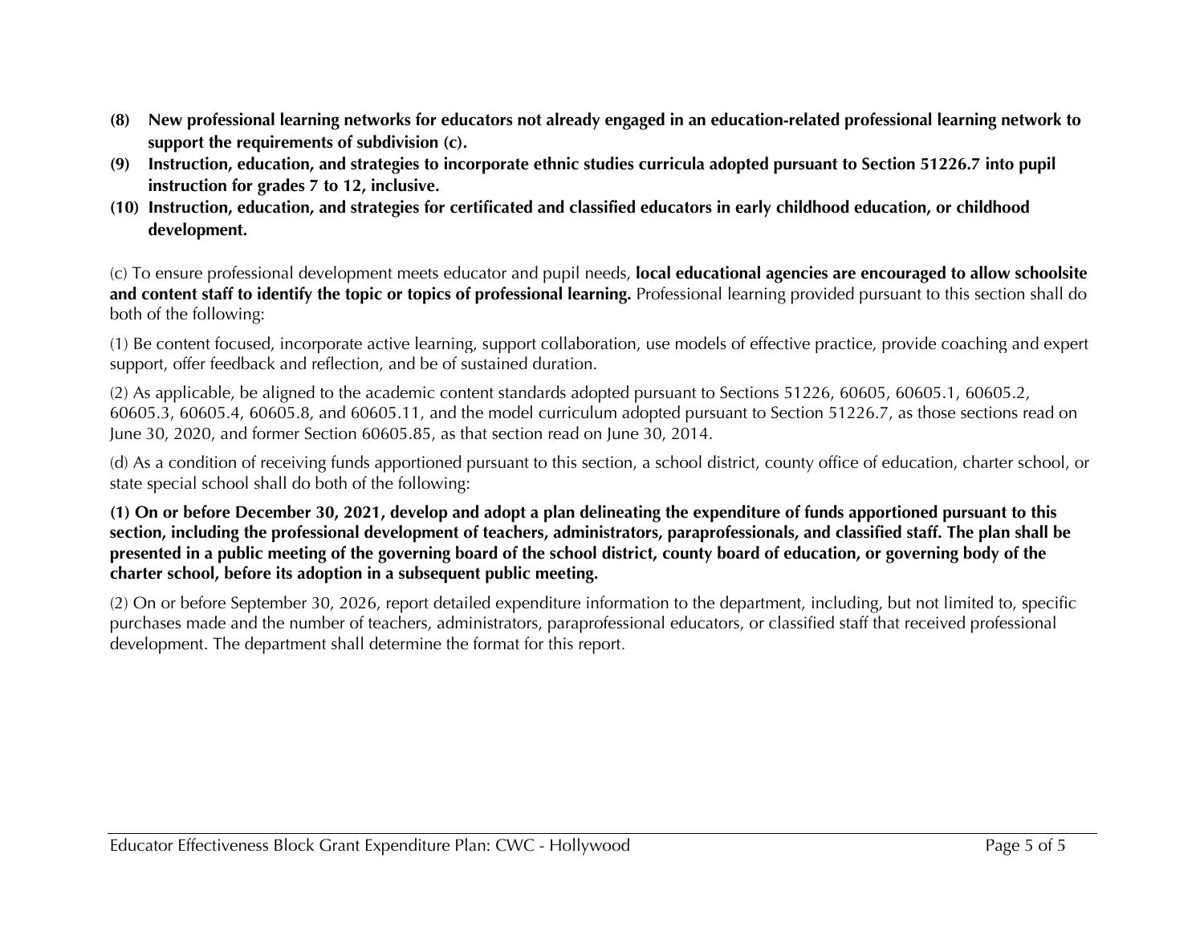**(8) New professional learning networks for educators not already engaged in an education-related professional learning network to support the requirements of subdivision (c).**

**(9) Instruction, education, and strategies to incorporate ethnic studies curricula adopted pursuant to Section 51226.7 into pupil instruction for grades 7 to 12, inclusive.**

**(10) Instruction, education, and strategies for certificated and classified educators in early childhood education, or childhood development.**

(c) To ensure professional development meets educator and pupil needs, **local educational agencies are encouraged to allow schoolsite and content staff to identify the topic or topics of professional learning.** Professional learning provided pursuant to this section shall do both of the following:

(1) Be content focused, incorporate active learning, support collaboration, use models of effective practice, provide coaching and expert support, offer feedback and reflection, and be of sustained duration.

(2) As applicable, be aligned to the academic content standards adopted pursuant to Sections 51226, 60605, 60605.1, 60605.2, 60605.3, 60605.4, 60605.8, and 60605.11, and the model curriculum adopted pursuant to Section 51226.7, as those sections read on June 30, 2020, and former Section 60605.85, as that section read on June 30, 2014.

(d) As a condition of receiving funds apportioned pursuant to this section, a school district, county office of education, charter school, or state special school shall do both of the following:

**(1) On or before December 30, 2021, develop and adopt a plan delineating the expenditure of funds apportioned pursuant to this section, including the professional development of teachers, administrators, paraprofessionals, and classified staff. The plan shall be presented in a public meeting of the governing board of the school district, county board of education, or governing body of the charter school, before its adoption in a subsequent public meeting.**

(2) On or before September 30, 2026, report detailed expenditure information to the department, including, but not limited to, specific purchases made and the number of teachers, administrators, paraprofessional educators, or classified staff that received professional development. The department shall determine the format for this report.